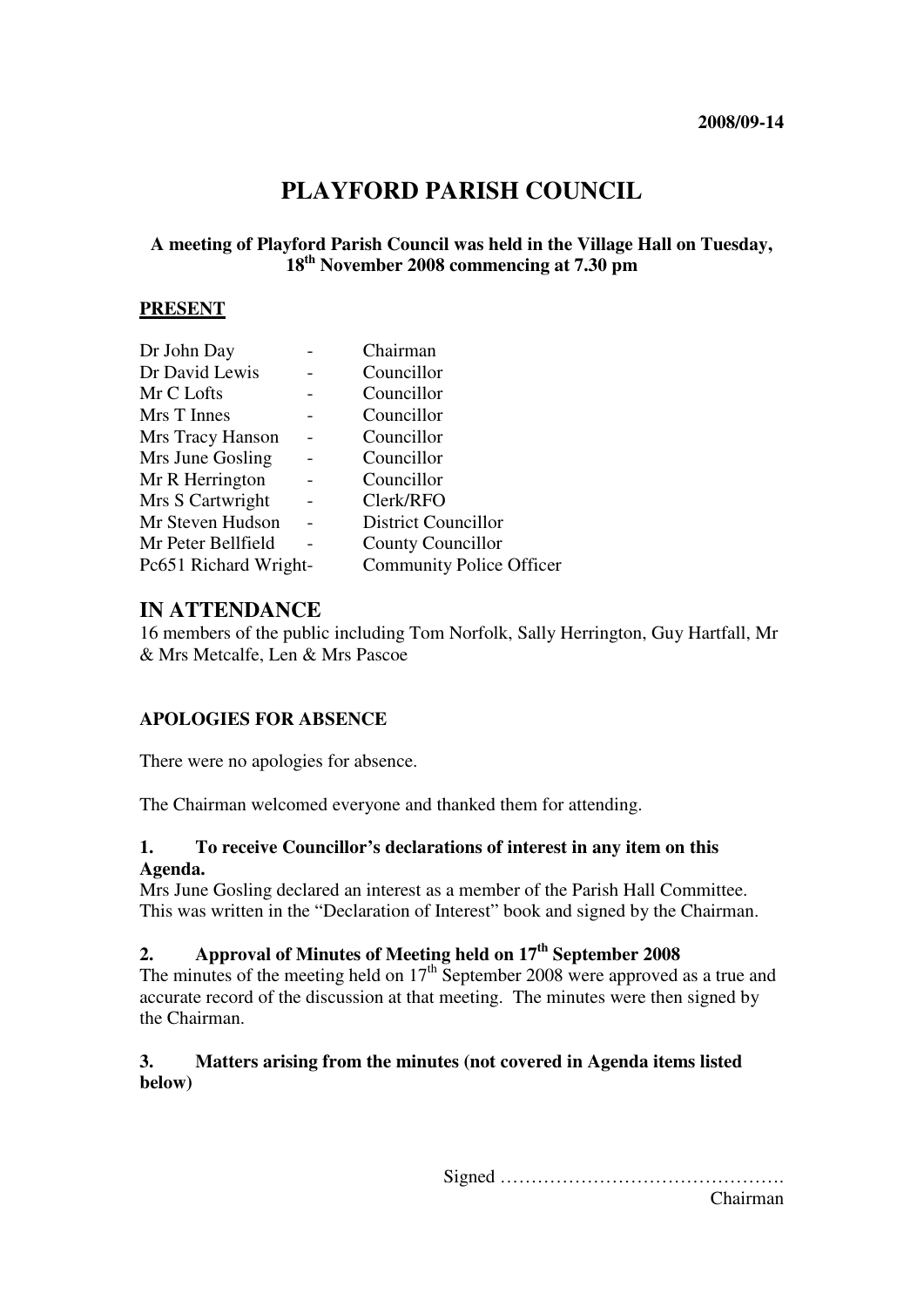**2008/09-14**

# PLAYFORD PARISH COUNCIL

**A meeting of Playford Parish Council was held in the Village Hall on Tuesday, 18th November 2008 commencing at 7.30 pm**

## PRESENT

| | | |
|---|---|---|
| Dr John Day | - | Chairman |
| Dr David Lewis | - | Councillor |
| Mr C Lofts | - | Councillor |
| Mrs T Innes | - | Councillor |
| Mrs Tracy Hanson | - | Councillor |
| Mrs June Gosling | - | Councillor |
| Mr R Herrington | - | Councillor |
| Mrs S Cartwright | - | Clerk/RFO |
| Mr Steven Hudson | - | District Councillor |
| Mr Peter Bellfield | - | County Councillor |
| Pc651 Richard Wright | - | Community Police Officer |

## IN ATTENDANCE

16 members of the public including Tom Norfolk, Sally Herrington, Guy Hartfall, Mr & Mrs Metcalfe, Len & Mrs Pascoe

**APOLOGIES FOR ABSENCE**

There were no apologies for absence.

The Chairman welcomed everyone and thanked them for attending.

**1. To receive Councillor's declarations of interest in any item on this Agenda.**

Mrs June Gosling declared an interest as a member of the Parish Hall Committee. This was written in the "Declaration of Interest" book and signed by the Chairman.

**2. Approval of Minutes of Meeting held on 17th September 2008**

The minutes of the meeting held on 17th September 2008 were approved as a true and accurate record of the discussion at that meeting. The minutes were then signed by the Chairman.

**3. Matters arising from the minutes (not covered in Agenda items listed below)**

Signed ……………………………………….
Chairman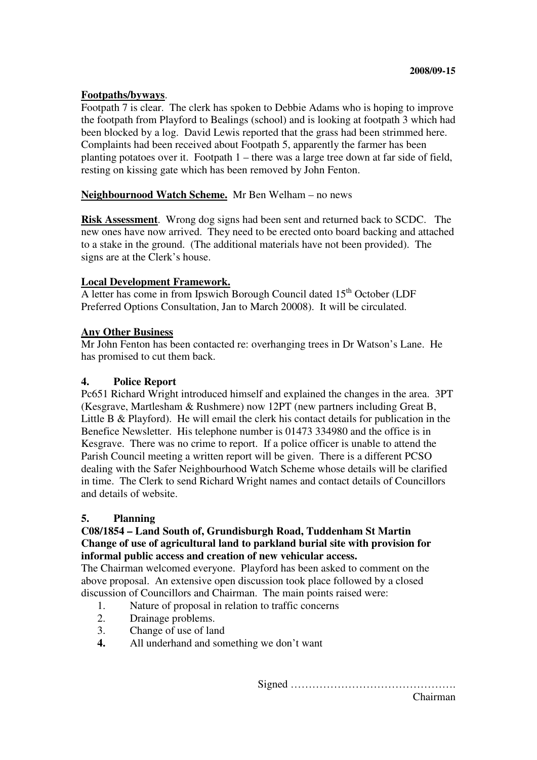**Footpaths/byways**.
Footpath 7 is clear. The clerk has spoken to Debbie Adams who is hoping to improve the footpath from Playford to Bealings (school) and is looking at footpath 3 which had been blocked by a log. David Lewis reported that the grass had been strimmed here. Complaints had been received about Footpath 5, apparently the farmer has been planting potatoes over it. Footpath 1 – there was a large tree down at far side of field, resting on kissing gate which has been removed by John Fenton.

**Neighbournood Watch Scheme.** Mr Ben Welham – no news

**Risk Assessment**. Wrong dog signs had been sent and returned back to SCDC. The new ones have now arrived. They need to be erected onto board backing and attached to a stake in the ground. (The additional materials have not been provided). The signs are at the Clerk's house.

**Local Development Framework.**
A letter has come in from Ipswich Borough Council dated 15th October (LDF Preferred Options Consultation, Jan to March 20008). It will be circulated.

**Any Other Business**
Mr John Fenton has been contacted re: overhanging trees in Dr Watson's Lane. He has promised to cut them back.

**4. Police Report**
Pc651 Richard Wright introduced himself and explained the changes in the area. 3PT (Kesgrave, Martlesham & Rushmere) now 12PT (new partners including Great B, Little B & Playford). He will email the clerk his contact details for publication in the Benefice Newsletter. His telephone number is 01473 334980 and the office is in Kesgrave. There was no crime to report. If a police officer is unable to attend the Parish Council meeting a written report will be given. There is a different PCSO dealing with the Safer Neighbourhood Watch Scheme whose details will be clarified in time. The Clerk to send Richard Wright names and contact details of Councillors and details of website.

**5. Planning**
**C08/1854 – Land South of, Grundisburgh Road, Tuddenham St Martin Change of use of agricultural land to parkland burial site with provision for informal public access and creation of new vehicular access.**
The Chairman welcomed everyone. Playford has been asked to comment on the above proposal. An extensive open discussion took place followed by a closed discussion of Councillors and Chairman. The main points raised were:

1. Nature of proposal in relation to traffic concerns
2. Drainage problems.
3. Change of use of land
4. All underhand and something we don't want

Signed ……………………………………….
Chairman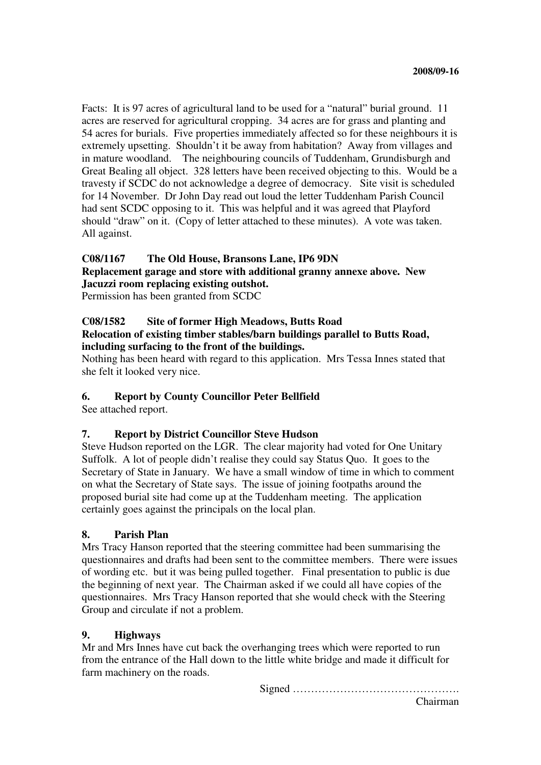Facts: It is 97 acres of agricultural land to be used for a "natural" burial ground. 11 acres are reserved for agricultural cropping. 34 acres are for grass and planting and 54 acres for burials. Five properties immediately affected so for these neighbours it is extremely upsetting. Shouldn't it be away from habitation? Away from villages and in mature woodland. The neighbouring councils of Tuddenham, Grundisburgh and Great Bealing all object. 328 letters have been received objecting to this. Would be a travesty if SCDC do not acknowledge a degree of democracy. Site visit is scheduled for 14 November. Dr John Day read out loud the letter Tuddenham Parish Council had sent SCDC opposing to it. This was helpful and it was agreed that Playford should "draw" on it. (Copy of letter attached to these minutes). A vote was taken. All against.

**C08/1167 The Old House, Bransons Lane, IP6 9DN**
**Replacement garage and store with additional granny annexe above. New Jacuzzi room replacing existing outshot.**
Permission has been granted from SCDC

**C08/1582 Site of former High Meadows, Butts Road**
**Relocation of existing timber stables/barn buildings parallel to Butts Road, including surfacing to the front of the buildings.**
Nothing has been heard with regard to this application. Mrs Tessa Innes stated that she felt it looked very nice.

## 6. Report by County Councillor Peter Bellfield

See attached report.

## 7. Report by District Councillor Steve Hudson

Steve Hudson reported on the LGR. The clear majority had voted for One Unitary Suffolk. A lot of people didn't realise they could say Status Quo. It goes to the Secretary of State in January. We have a small window of time in which to comment on what the Secretary of State says. The issue of joining footpaths around the proposed burial site had come up at the Tuddenham meeting. The application certainly goes against the principals on the local plan.

## 8. Parish Plan

Mrs Tracy Hanson reported that the steering committee had been summarising the questionnaires and drafts had been sent to the committee members. There were issues of wording etc. but it was being pulled together. Final presentation to public is due the beginning of next year. The Chairman asked if we could all have copies of the questionnaires. Mrs Tracy Hanson reported that she would check with the Steering Group and circulate if not a problem.

## 9. Highways

Mr and Mrs Innes have cut back the overhanging trees which were reported to run from the entrance of the Hall down to the little white bridge and made it difficult for farm machinery on the roads.

Signed ……………………………………….
Chairman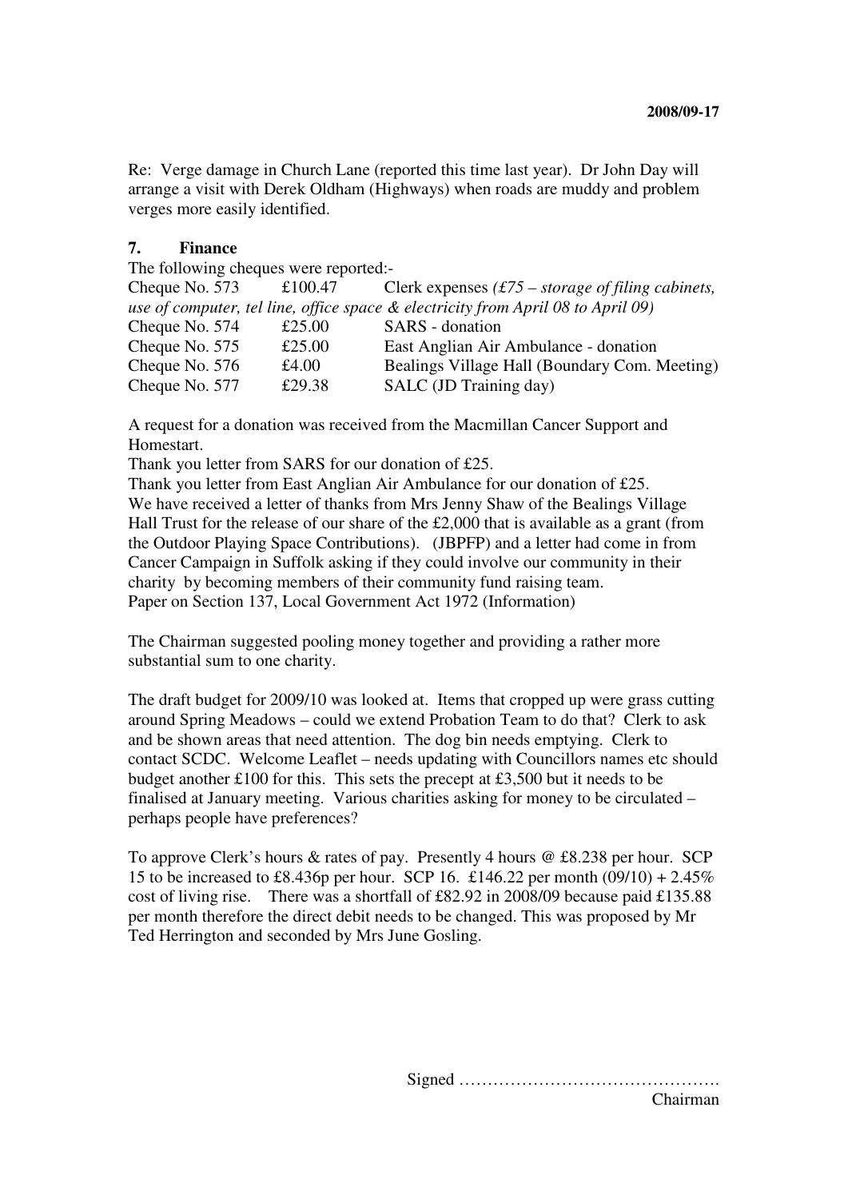Re: Verge damage in Church Lane (reported this time last year). Dr John Day will arrange a visit with Derek Oldham (Highways) when roads are muddy and problem verges more easily identified.

## 7. Finance

The following cheques were reported:-

| | | |
|---|---|---|
| Cheque No. 573 | £100.47 | Clerk expenses *(£75 – storage of filing cabinets, use of computer, tel line, office space & electricity from April 08 to April 09)* |
| Cheque No. 574 | £25.00 | SARS - donation |
| Cheque No. 575 | £25.00 | East Anglian Air Ambulance - donation |
| Cheque No. 576 | £4.00 | Bealings Village Hall (Boundary Com. Meeting) |
| Cheque No. 577 | £29.38 | SALC (JD Training day) |

A request for a donation was received from the Macmillan Cancer Support and Homestart.
Thank you letter from SARS for our donation of £25.
Thank you letter from East Anglian Air Ambulance for our donation of £25.
We have received a letter of thanks from Mrs Jenny Shaw of the Bealings Village Hall Trust for the release of our share of the £2,000 that is available as a grant (from the Outdoor Playing Space Contributions). (JBPFP) and a letter had come in from Cancer Campaign in Suffolk asking if they could involve our community in their charity by becoming members of their community fund raising team.
Paper on Section 137, Local Government Act 1972 (Information)

The Chairman suggested pooling money together and providing a rather more substantial sum to one charity.

The draft budget for 2009/10 was looked at. Items that cropped up were grass cutting around Spring Meadows – could we extend Probation Team to do that? Clerk to ask and be shown areas that need attention. The dog bin needs emptying. Clerk to contact SCDC. Welcome Leaflet – needs updating with Councillors names etc should budget another £100 for this. This sets the precept at £3,500 but it needs to be finalised at January meeting. Various charities asking for money to be circulated – perhaps people have preferences?

To approve Clerk's hours & rates of pay. Presently 4 hours @ £8.238 per hour. SCP 15 to be increased to £8.436p per hour. SCP 16. £146.22 per month (09/10) + 2.45% cost of living rise. There was a shortfall of £82.92 in 2008/09 because paid £135.88 per month therefore the direct debit needs to be changed. This was proposed by Mr Ted Herrington and seconded by Mrs June Gosling.

Signed ……………………………………….
Chairman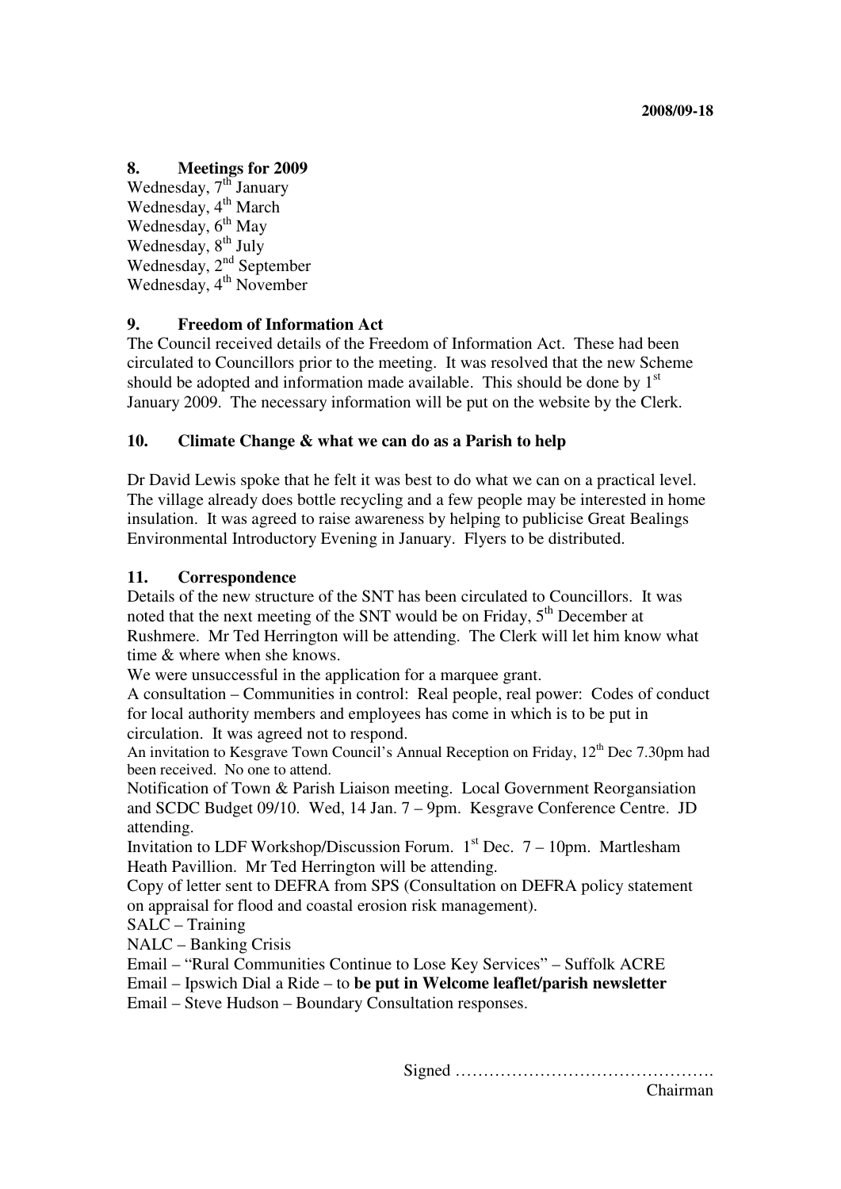2008/09-18

**8. Meetings for 2009**

Wednesday, 7th January
Wednesday, 4th March
Wednesday, 6th May
Wednesday, 8th July
Wednesday, 2nd September
Wednesday, 4th November

**9. Freedom of Information Act**

The Council received details of the Freedom of Information Act. These had been circulated to Councillors prior to the meeting. It was resolved that the new Scheme should be adopted and information made available. This should be done by 1st January 2009. The necessary information will be put on the website by the Clerk.

**10. Climate Change & what we can do as a Parish to help**

Dr David Lewis spoke that he felt it was best to do what we can on a practical level. The village already does bottle recycling and a few people may be interested in home insulation. It was agreed to raise awareness by helping to publicise Great Bealings Environmental Introductory Evening in January. Flyers to be distributed.

**11. Correspondence**

Details of the new structure of the SNT has been circulated to Councillors. It was noted that the next meeting of the SNT would be on Friday, 5th December at Rushmere. Mr Ted Herrington will be attending. The Clerk will let him know what time & where when she knows.

We were unsuccessful in the application for a marquee grant.

A consultation – Communities in control: Real people, real power: Codes of conduct for local authority members and employees has come in which is to be put in circulation. It was agreed not to respond.

An invitation to Kesgrave Town Council's Annual Reception on Friday, 12th Dec 7.30pm had been received. No one to attend.

Notification of Town & Parish Liaison meeting. Local Government Reorgansiation and SCDC Budget 09/10. Wed, 14 Jan. 7 – 9pm. Kesgrave Conference Centre. JD attending.

Invitation to LDF Workshop/Discussion Forum. 1st Dec. 7 – 10pm. Martlesham Heath Pavillion. Mr Ted Herrington will be attending.

Copy of letter sent to DEFRA from SPS (Consultation on DEFRA policy statement on appraisal for flood and coastal erosion risk management).

SALC – Training

NALC – Banking Crisis

Email – "Rural Communities Continue to Lose Key Services" – Suffolk ACRE

Email – Ipswich Dial a Ride – to **be put in Welcome leaflet/parish newsletter**

Email – Steve Hudson – Boundary Consultation responses.

Signed ……………………………………….
Chairman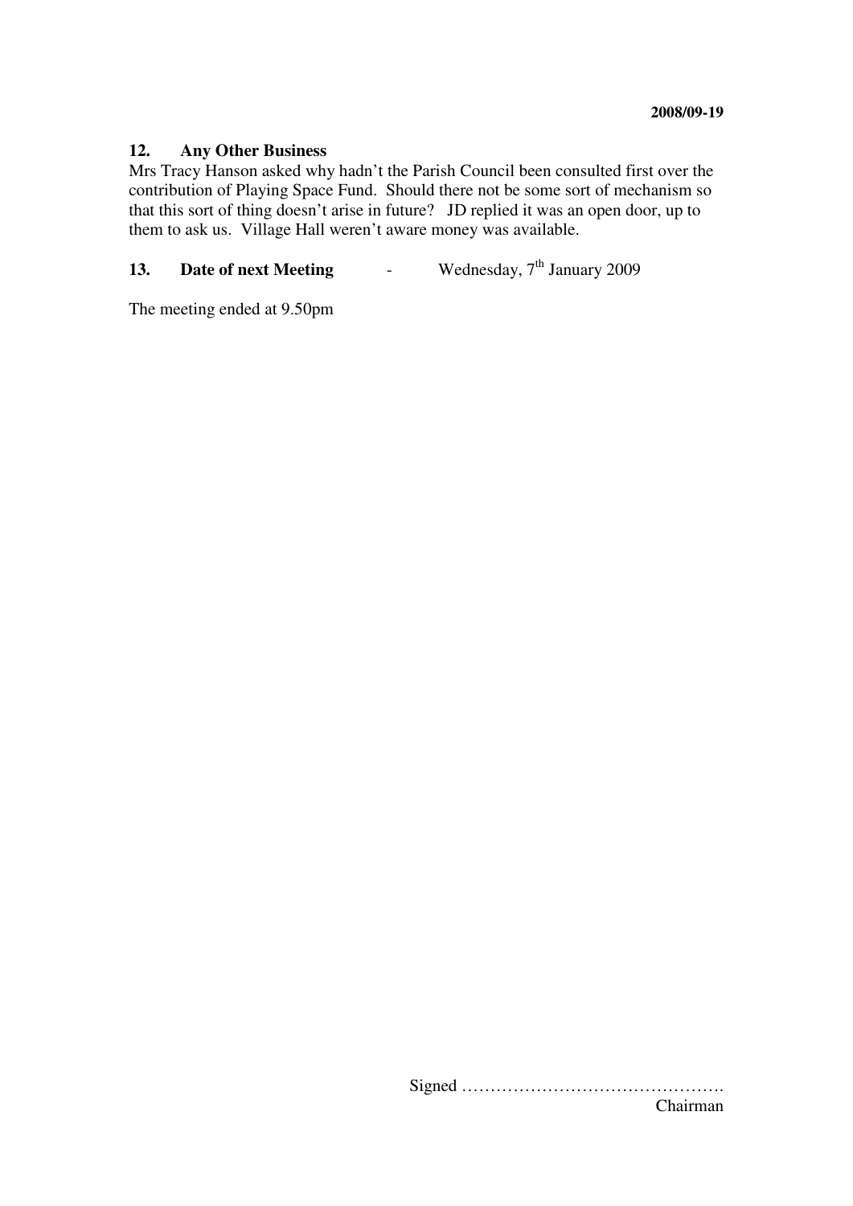**2008/09-19**

## 12. Any Other Business

Mrs Tracy Hanson asked why hadn't the Parish Council been consulted first over the contribution of Playing Space Fund. Should there not be some sort of mechanism so that this sort of thing doesn't arise in future? JD replied it was an open door, up to them to ask us. Village Hall weren't aware money was available.

## 13. Date of next Meeting - Wednesday, 7th January 2009

The meeting ended at 9.50pm

Signed ……………………………………….
Chairman